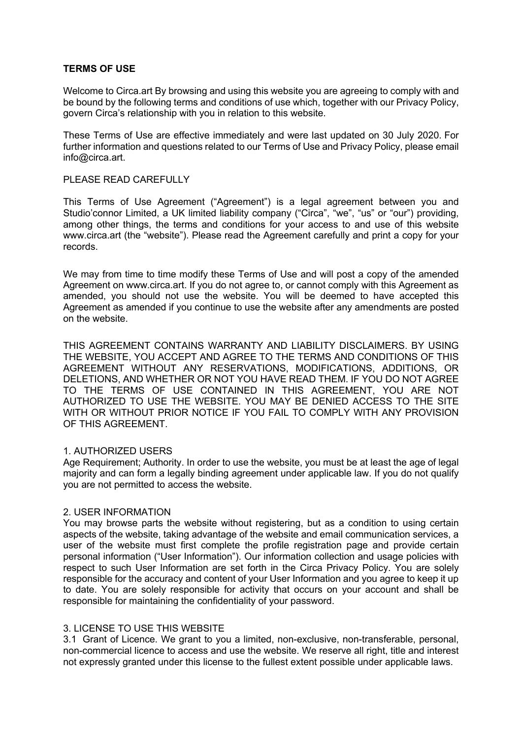**TERMS OF USE**

Welcome to Circa.art By browsing and using this website you are agreeing to comply with and be bound by the following terms and conditions of use which, together with our Privacy Policy, govern Circa's relationship with you in relation to this website.

These Terms of Use are effective immediately and were last updated on 30 July 2020. For further information and questions related to our Terms of Use and Privacy Policy, please email info@circa.art.

PLEASE READ CAREFULLY

This Terms of Use Agreement ("Agreement") is a legal agreement between you and Studio'connor Limited, a UK limited liability company ("Circa", "we", "us" or "our") providing, among other things, the terms and conditions for your access to and use of this website www.circa.art (the "website"). Please read the Agreement carefully and print a copy for your records.

We may from time to time modify these Terms of Use and will post a copy of the amended Agreement on www.circa.art. If you do not agree to, or cannot comply with this Agreement as amended, you should not use the website. You will be deemed to have accepted this Agreement as amended if you continue to use the website after any amendments are posted on the website.

THIS AGREEMENT CONTAINS WARRANTY AND LIABILITY DISCLAIMERS. BY USING THE WEBSITE, YOU ACCEPT AND AGREE TO THE TERMS AND CONDITIONS OF THIS AGREEMENT WITHOUT ANY RESERVATIONS, MODIFICATIONS, ADDITIONS, OR DELETIONS, AND WHETHER OR NOT YOU HAVE READ THEM. IF YOU DO NOT AGREE TO THE TERMS OF USE CONTAINED IN THIS AGREEMENT, YOU ARE NOT AUTHORIZED TO USE THE WEBSITE. YOU MAY BE DENIED ACCESS TO THE SITE WITH OR WITHOUT PRIOR NOTICE IF YOU FAIL TO COMPLY WITH ANY PROVISION OF THIS AGREEMENT.

1. AUTHORIZED USERS

Age Requirement; Authority. In order to use the website, you must be at least the age of legal majority and can form a legally binding agreement under applicable law. If you do not qualify you are not permitted to access the website.

2. USER INFORMATION

You may browse parts the website without registering, but as a condition to using certain aspects of the website, taking advantage of the website and email communication services, a user of the website must first complete the profile registration page and provide certain personal information ("User Information"). Our information collection and usage policies with respect to such User Information are set forth in the Circa Privacy Policy. You are solely responsible for the accuracy and content of your User Information and you agree to keep it up to date. You are solely responsible for activity that occurs on your account and shall be responsible for maintaining the confidentiality of your password.

3. LICENSE TO USE THIS WEBSITE

3.1 Grant of Licence. We grant to you a limited, non-exclusive, non-transferable, personal, non-commercial licence to access and use the website. We reserve all right, title and interest not expressly granted under this license to the fullest extent possible under applicable laws.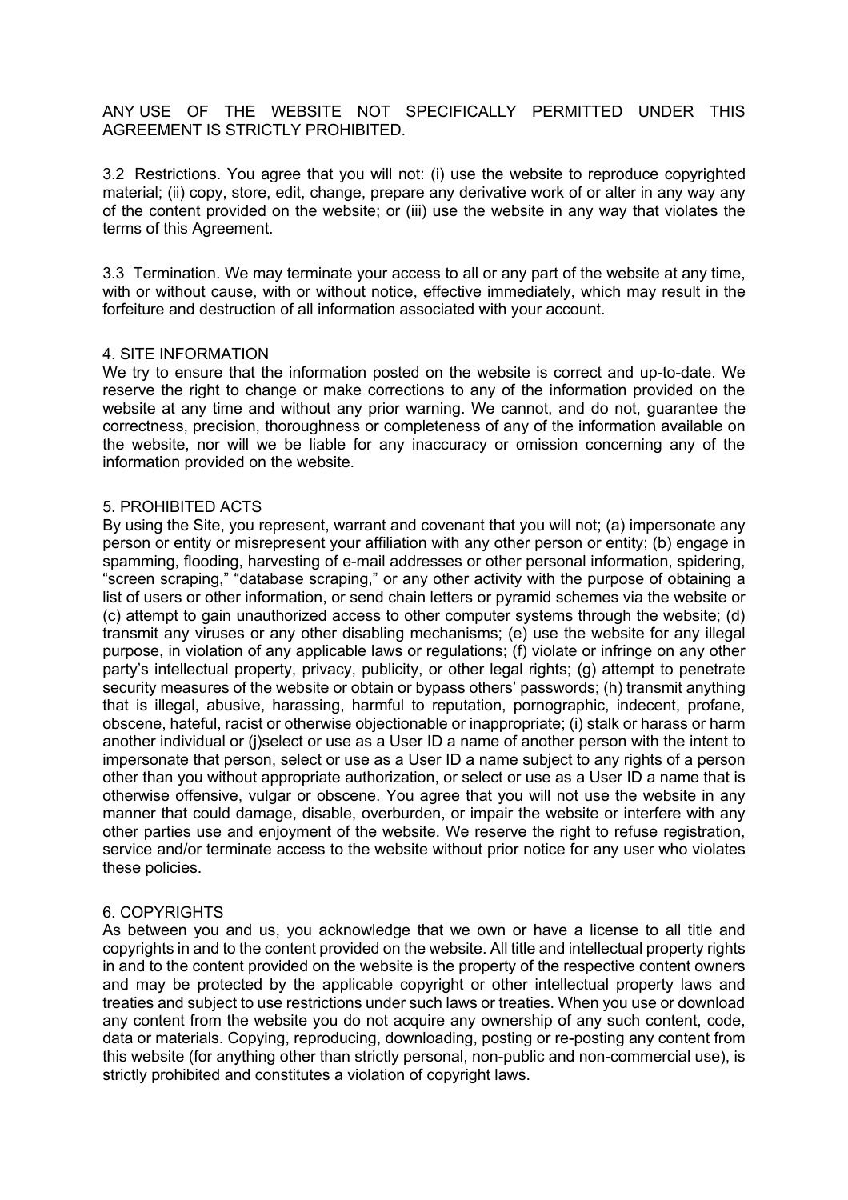ANY USE OF THE WEBSITE NOT SPECIFICALLY PERMITTED UNDER THIS AGREEMENT IS STRICTLY PROHIBITED.

3.2 Restrictions. You agree that you will not: (i) use the website to reproduce copyrighted material; (ii) copy, store, edit, change, prepare any derivative work of or alter in any way any of the content provided on the website; or (iii) use the website in any way that violates the terms of this Agreement.

3.3 Termination. We may terminate your access to all or any part of the website at any time, with or without cause, with or without notice, effective immediately, which may result in the forfeiture and destruction of all information associated with your account.

## 4. SITE INFORMATION

We try to ensure that the information posted on the website is correct and up-to-date. We reserve the right to change or make corrections to any of the information provided on the website at any time and without any prior warning. We cannot, and do not, guarantee the correctness, precision, thoroughness or completeness of any of the information available on the website, nor will we be liable for any inaccuracy or omission concerning any of the information provided on the website.

## 5. PROHIBITED ACTS

By using the Site, you represent, warrant and covenant that you will not; (a) impersonate any person or entity or misrepresent your affiliation with any other person or entity; (b) engage in spamming, flooding, harvesting of e-mail addresses or other personal information, spidering, “screen scraping,” “database scraping,” or any other activity with the purpose of obtaining a list of users or other information, or send chain letters or pyramid schemes via the website or (c) attempt to gain unauthorized access to other computer systems through the website; (d) transmit any viruses or any other disabling mechanisms; (e) use the website for any illegal purpose, in violation of any applicable laws or regulations; (f) violate or infringe on any other party’s intellectual property, privacy, publicity, or other legal rights; (g) attempt to penetrate security measures of the website or obtain or bypass others’ passwords; (h) transmit anything that is illegal, abusive, harassing, harmful to reputation, pornographic, indecent, profane, obscene, hateful, racist or otherwise objectionable or inappropriate; (i) stalk or harass or harm another individual or (j)select or use as a User ID a name of another person with the intent to impersonate that person, select or use as a User ID a name subject to any rights of a person other than you without appropriate authorization, or select or use as a User ID a name that is otherwise offensive, vulgar or obscene. You agree that you will not use the website in any manner that could damage, disable, overburden, or impair the website or interfere with any other parties use and enjoyment of the website. We reserve the right to refuse registration, service and/or terminate access to the website without prior notice for any user who violates these policies.

## 6. COPYRIGHTS

As between you and us, you acknowledge that we own or have a license to all title and copyrights in and to the content provided on the website. All title and intellectual property rights in and to the content provided on the website is the property of the respective content owners and may be protected by the applicable copyright or other intellectual property laws and treaties and subject to use restrictions under such laws or treaties. When you use or download any content from the website you do not acquire any ownership of any such content, code, data or materials. Copying, reproducing, downloading, posting or re-posting any content from this website (for anything other than strictly personal, non-public and non-commercial use), is strictly prohibited and constitutes a violation of copyright laws.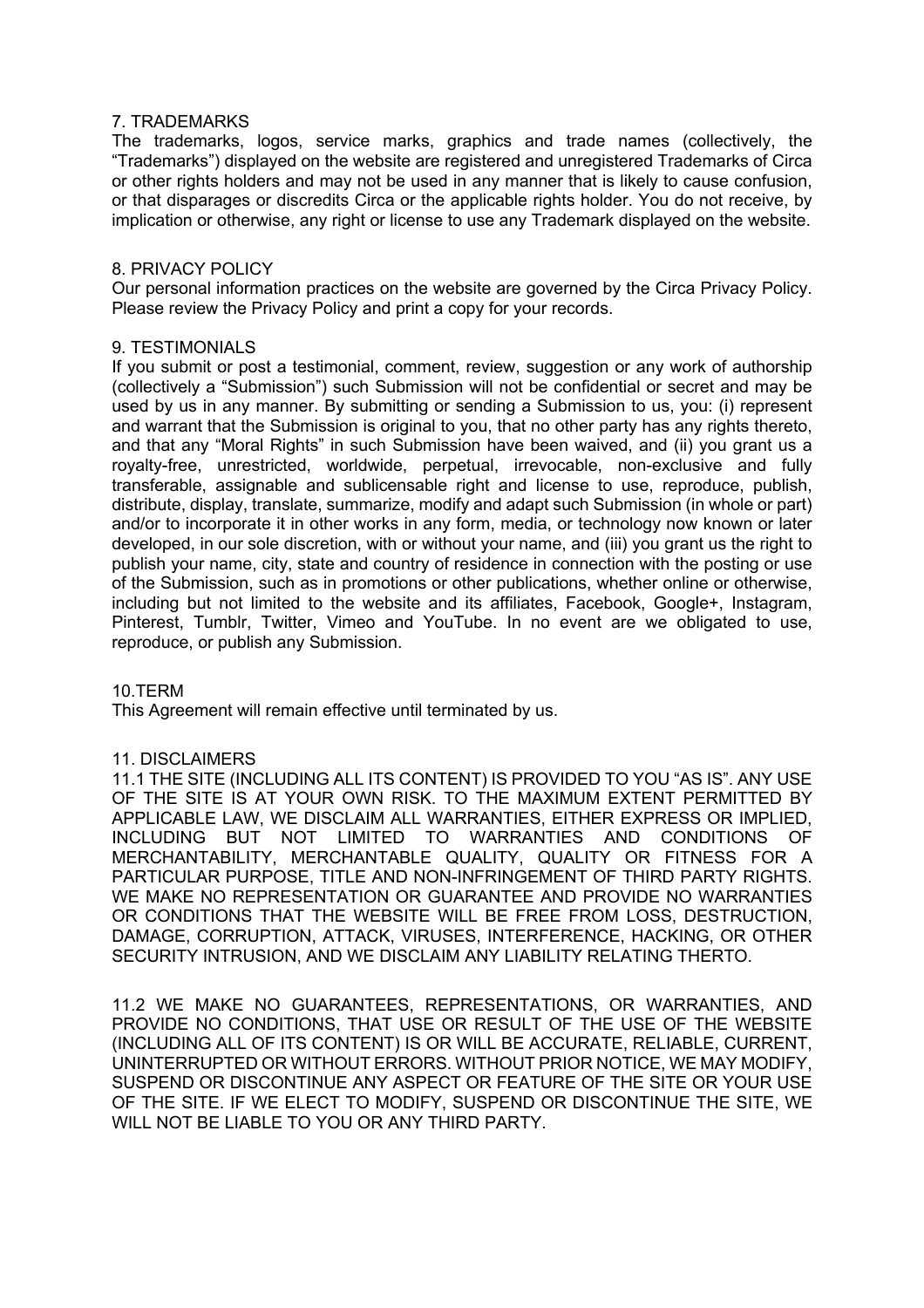## 7. TRADEMARKS

The trademarks, logos, service marks, graphics and trade names (collectively, the "Trademarks") displayed on the website are registered and unregistered Trademarks of Circa or other rights holders and may not be used in any manner that is likely to cause confusion, or that disparages or discredits Circa or the applicable rights holder. You do not receive, by implication or otherwise, any right or license to use any Trademark displayed on the website.

## 8. PRIVACY POLICY

Our personal information practices on the website are governed by the Circa Privacy Policy. Please review the Privacy Policy and print a copy for your records.

## 9. TESTIMONIALS

If you submit or post a testimonial, comment, review, suggestion or any work of authorship (collectively a "Submission") such Submission will not be confidential or secret and may be used by us in any manner. By submitting or sending a Submission to us, you: (i) represent and warrant that the Submission is original to you, that no other party has any rights thereto, and that any "Moral Rights" in such Submission have been waived, and (ii) you grant us a royalty-free, unrestricted, worldwide, perpetual, irrevocable, non-exclusive and fully transferable, assignable and sublicensable right and license to use, reproduce, publish, distribute, display, translate, summarize, modify and adapt such Submission (in whole or part) and/or to incorporate it in other works in any form, media, or technology now known or later developed, in our sole discretion, with or without your name, and (iii) you grant us the right to publish your name, city, state and country of residence in connection with the posting or use of the Submission, such as in promotions or other publications, whether online or otherwise, including but not limited to the website and its affiliates, Facebook, Google+, Instagram, Pinterest, Tumblr, Twitter, Vimeo and YouTube. In no event are we obligated to use, reproduce, or publish any Submission.

## 10.TERM

This Agreement will remain effective until terminated by us.

## 11. DISCLAIMERS

11.1 THE SITE (INCLUDING ALL ITS CONTENT) IS PROVIDED TO YOU "AS IS". ANY USE OF THE SITE IS AT YOUR OWN RISK. TO THE MAXIMUM EXTENT PERMITTED BY APPLICABLE LAW, WE DISCLAIM ALL WARRANTIES, EITHER EXPRESS OR IMPLIED, INCLUDING BUT NOT LIMITED TO WARRANTIES AND CONDITIONS OF MERCHANTABILITY, MERCHANTABLE QUALITY, QUALITY OR FITNESS FOR A PARTICULAR PURPOSE, TITLE AND NON-INFRINGEMENT OF THIRD PARTY RIGHTS. WE MAKE NO REPRESENTATION OR GUARANTEE AND PROVIDE NO WARRANTIES OR CONDITIONS THAT THE WEBSITE WILL BE FREE FROM LOSS, DESTRUCTION, DAMAGE, CORRUPTION, ATTACK, VIRUSES, INTERFERENCE, HACKING, OR OTHER SECURITY INTRUSION, AND WE DISCLAIM ANY LIABILITY RELATING THERTO.

11.2 WE MAKE NO GUARANTEES, REPRESENTATIONS, OR WARRANTIES, AND PROVIDE NO CONDITIONS, THAT USE OR RESULT OF THE USE OF THE WEBSITE (INCLUDING ALL OF ITS CONTENT) IS OR WILL BE ACCURATE, RELIABLE, CURRENT, UNINTERRUPTED OR WITHOUT ERRORS. WITHOUT PRIOR NOTICE, WE MAY MODIFY, SUSPEND OR DISCONTINUE ANY ASPECT OR FEATURE OF THE SITE OR YOUR USE OF THE SITE. IF WE ELECT TO MODIFY, SUSPEND OR DISCONTINUE THE SITE, WE WILL NOT BE LIABLE TO YOU OR ANY THIRD PARTY.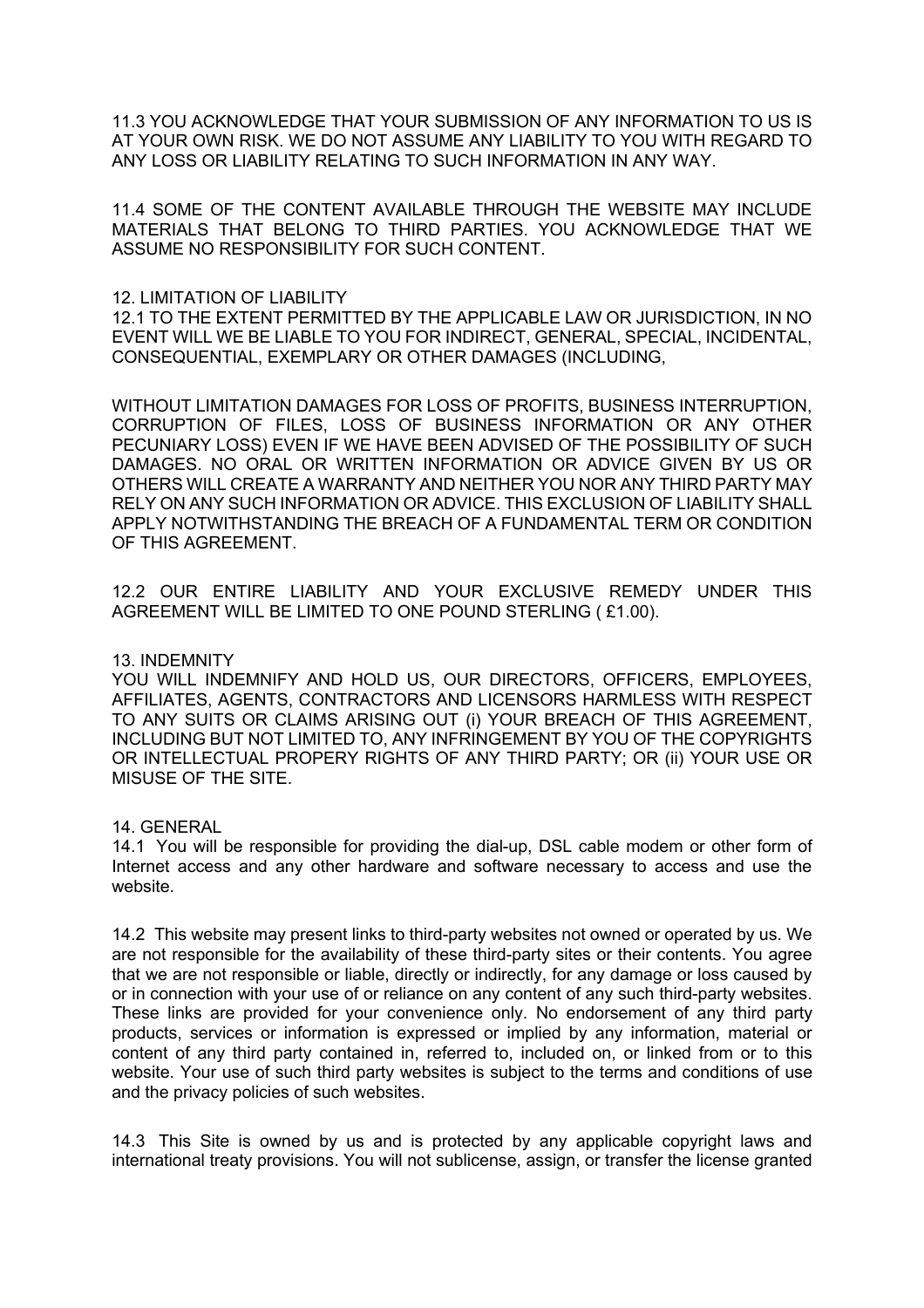11.3 YOU ACKNOWLEDGE THAT YOUR SUBMISSION OF ANY INFORMATION TO US IS AT YOUR OWN RISK. WE DO NOT ASSUME ANY LIABILITY TO YOU WITH REGARD TO ANY LOSS OR LIABILITY RELATING TO SUCH INFORMATION IN ANY WAY.

11.4 SOME OF THE CONTENT AVAILABLE THROUGH THE WEBSITE MAY INCLUDE MATERIALS THAT BELONG TO THIRD PARTIES. YOU ACKNOWLEDGE THAT WE ASSUME NO RESPONSIBILITY FOR SUCH CONTENT.

12. LIMITATION OF LIABILITY

12.1 TO THE EXTENT PERMITTED BY THE APPLICABLE LAW OR JURISDICTION, IN NO EVENT WILL WE BE LIABLE TO YOU FOR INDIRECT, GENERAL, SPECIAL, INCIDENTAL, CONSEQUENTIAL, EXEMPLARY OR OTHER DAMAGES (INCLUDING,

WITHOUT LIMITATION DAMAGES FOR LOSS OF PROFITS, BUSINESS INTERRUPTION, CORRUPTION OF FILES, LOSS OF BUSINESS INFORMATION OR ANY OTHER PECUNIARY LOSS) EVEN IF WE HAVE BEEN ADVISED OF THE POSSIBILITY OF SUCH DAMAGES. NO ORAL OR WRITTEN INFORMATION OR ADVICE GIVEN BY US OR OTHERS WILL CREATE A WARRANTY AND NEITHER YOU NOR ANY THIRD PARTY MAY RELY ON ANY SUCH INFORMATION OR ADVICE. THIS EXCLUSION OF LIABILITY SHALL APPLY NOTWITHSTANDING THE BREACH OF A FUNDAMENTAL TERM OR CONDITION OF THIS AGREEMENT.

12.2 OUR ENTIRE LIABILITY AND YOUR EXCLUSIVE REMEDY UNDER THIS AGREEMENT WILL BE LIMITED TO ONE POUND STERLING ( £1.00).

13. INDEMNITY

YOU WILL INDEMNIFY AND HOLD US, OUR DIRECTORS, OFFICERS, EMPLOYEES, AFFILIATES, AGENTS, CONTRACTORS AND LICENSORS HARMLESS WITH RESPECT TO ANY SUITS OR CLAIMS ARISING OUT (i) YOUR BREACH OF THIS AGREEMENT, INCLUDING BUT NOT LIMITED TO, ANY INFRINGEMENT BY YOU OF THE COPYRIGHTS OR INTELLECTUAL PROPERY RIGHTS OF ANY THIRD PARTY; OR (ii) YOUR USE OR MISUSE OF THE SITE.

14. GENERAL

14.1 You will be responsible for providing the dial-up, DSL cable modem or other form of Internet access and any other hardware and software necessary to access and use the website.

14.2 This website may present links to third-party websites not owned or operated by us. We are not responsible for the availability of these third-party sites or their contents. You agree that we are not responsible or liable, directly or indirectly, for any damage or loss caused by or in connection with your use of or reliance on any content of any such third-party websites. These links are provided for your convenience only. No endorsement of any third party products, services or information is expressed or implied by any information, material or content of any third party contained in, referred to, included on, or linked from or to this website. Your use of such third party websites is subject to the terms and conditions of use and the privacy policies of such websites.

14.3 This Site is owned by us and is protected by any applicable copyright laws and international treaty provisions. You will not sublicense, assign, or transfer the license granted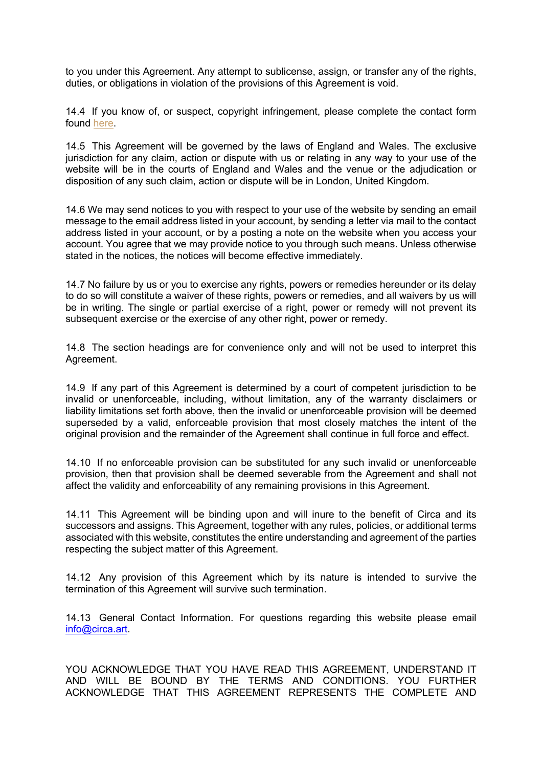to you under this Agreement. Any attempt to sublicense, assign, or transfer any of the rights, duties, or obligations in violation of the provisions of this Agreement is void.

14.4 If you know of, or suspect, copyright infringement, please complete the contact form found here.

14.5 This Agreement will be governed by the laws of England and Wales. The exclusive jurisdiction for any claim, action or dispute with us or relating in any way to your use of the website will be in the courts of England and Wales and the venue or the adjudication or disposition of any such claim, action or dispute will be in London, United Kingdom.

14.6 We may send notices to you with respect to your use of the website by sending an email message to the email address listed in your account, by sending a letter via mail to the contact address listed in your account, or by a posting a note on the website when you access your account. You agree that we may provide notice to you through such means. Unless otherwise stated in the notices, the notices will become effective immediately.

14.7 No failure by us or you to exercise any rights, powers or remedies hereunder or its delay to do so will constitute a waiver of these rights, powers or remedies, and all waivers by us will be in writing. The single or partial exercise of a right, power or remedy will not prevent its subsequent exercise or the exercise of any other right, power or remedy.

14.8 The section headings are for convenience only and will not be used to interpret this Agreement.

14.9 If any part of this Agreement is determined by a court of competent jurisdiction to be invalid or unenforceable, including, without limitation, any of the warranty disclaimers or liability limitations set forth above, then the invalid or unenforceable provision will be deemed superseded by a valid, enforceable provision that most closely matches the intent of the original provision and the remainder of the Agreement shall continue in full force and effect.

14.10 If no enforceable provision can be substituted for any such invalid or unenforceable provision, then that provision shall be deemed severable from the Agreement and shall not affect the validity and enforceability of any remaining provisions in this Agreement.

14.11 This Agreement will be binding upon and will inure to the benefit of Circa and its successors and assigns. This Agreement, together with any rules, policies, or additional terms associated with this website, constitutes the entire understanding and agreement of the parties respecting the subject matter of this Agreement.

14.12 Any provision of this Agreement which by its nature is intended to survive the termination of this Agreement will survive such termination.

14.13 General Contact Information. For questions regarding this website please email info@circa.art.

YOU ACKNOWLEDGE THAT YOU HAVE READ THIS AGREEMENT, UNDERSTAND IT AND WILL BE BOUND BY THE TERMS AND CONDITIONS. YOU FURTHER ACKNOWLEDGE THAT THIS AGREEMENT REPRESENTS THE COMPLETE AND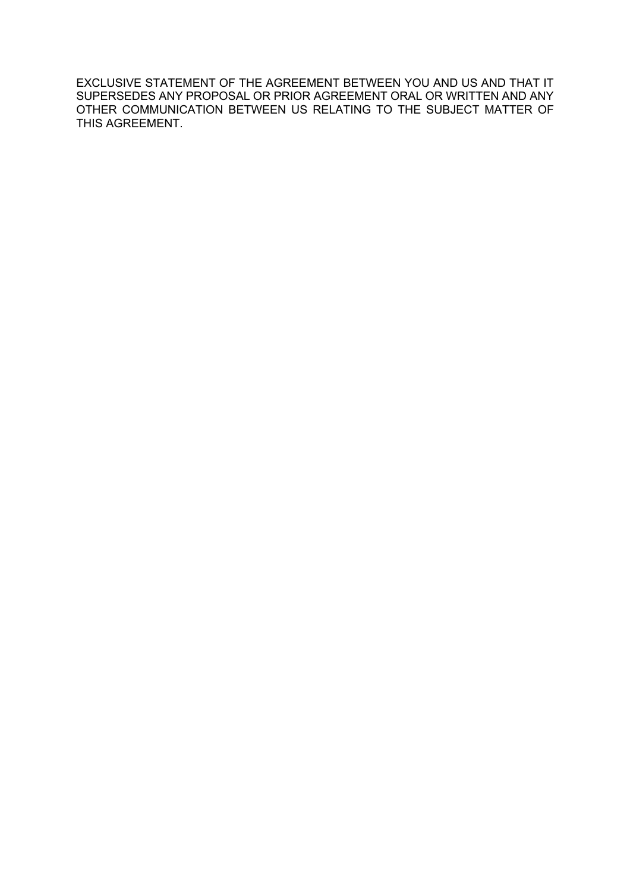EXCLUSIVE STATEMENT OF THE AGREEMENT BETWEEN YOU AND US AND THAT IT SUPERSEDES ANY PROPOSAL OR PRIOR AGREEMENT ORAL OR WRITTEN AND ANY OTHER COMMUNICATION BETWEEN US RELATING TO THE SUBJECT MATTER OF THIS AGREEMENT.